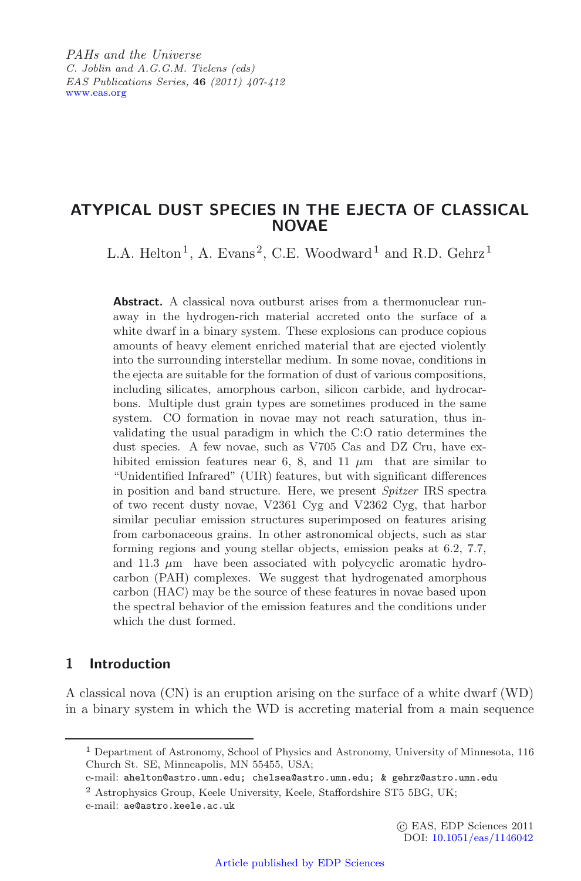# ATYPICAL DUST SPECIES IN THE EJECTA OF CLASSICAL NOVAE

L.A. Helton[1], A. Evans[2], C.E. Woodward[1] and R.D. Gehrz[1]

**Abstract.** A classical nova outburst arises from a thermonuclear runaway in the hydrogen-rich material accreted onto the surface of a white dwarf in a binary system. These explosions can produce copious amounts of heavy element enriched material that are ejected violently into the surrounding interstellar medium. In some novae, conditions in the ejecta are suitable for the formation of dust of various compositions, including silicates, amorphous carbon, silicon carbide, and hydrocarbons. Multiple dust grain types are sometimes produced in the same system. CO formation in novae may not reach saturation, thus invalidating the usual paradigm in which the C:O ratio determines the dust species. A few novae, such as V705 Cas and DZ Cru, have exhibited emission features near 6, 8, and 11 $\mu$m that are similar to "Unidentified Infrared" (UIR) features, but with significant differences in position and band structure. Here, we present *Spitzer* IRS spectra of two recent dusty novae, V2361 Cyg and V2362 Cyg, that harbor similar peculiar emission structures superimposed on features arising from carbonaceous grains. In other astronomical objects, such as star forming regions and young stellar objects, emission peaks at 6.2, 7.7, and 11.3 $\mu$m have been associated with polycyclic aromatic hydrocarbon (PAH) complexes. We suggest that hydrogenated amorphous carbon (HAC) may be the source of these features in novae based upon the spectral behavior of the emission features and the conditions under which the dust formed.

## 1 Introduction

A classical nova (CN) is an eruption arising on the surface of a white dwarf (WD) in a binary system in which the WD is accreting material from a main sequence

[1] Department of Astronomy, School of Physics and Astronomy, University of Minnesota, 116 Church St. SE, Minneapolis, MN 55455, USA;
e-mail: ahelton@astro.umn.edu; chelsea@astro.umn.edu; & gehrz@astro.umn.edu

[2] Astrophysics Group, Keele University, Keele, Staffordshire ST5 5BG, UK;
e-mail: ae@astro.keele.ac.uk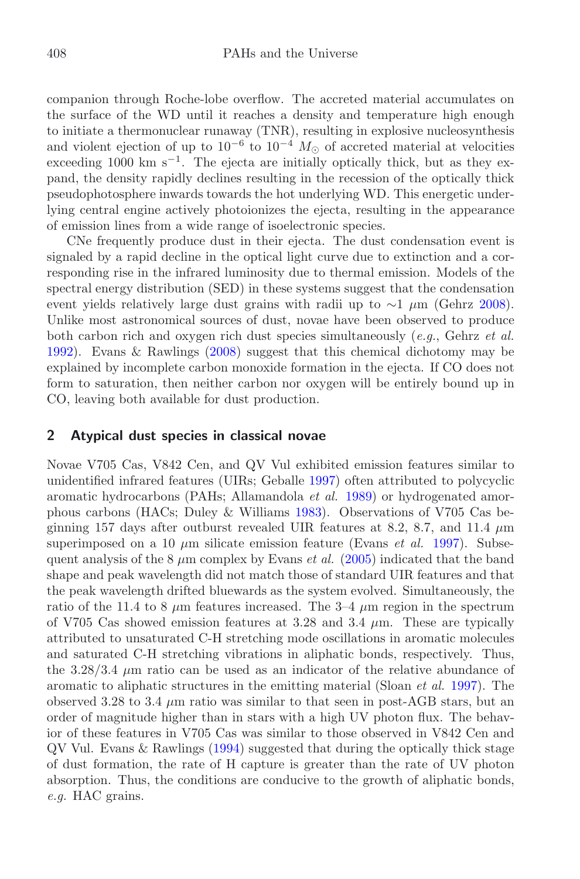companion through Roche-lobe overflow. The accreted material accumulates on the surface of the WD until it reaches a density and temperature high enough to initiate a thermonuclear runaway (TNR), resulting in explosive nucleosynthesis and violent ejection of up to $10^{-6}$ to $10^{-4}$ $M_{\odot}$ of accreted material at velocities exceeding 1000 km s$^{-1}$. The ejecta are initially optically thick, but as they expand, the density rapidly declines resulting in the recession of the optically thick pseudophotosphere inwards towards the hot underlying WD. This energetic underlying central engine actively photoionizes the ejecta, resulting in the appearance of emission lines from a wide range of isoelectronic species.

CNe frequently produce dust in their ejecta. The dust condensation event is signaled by a rapid decline in the optical light curve due to extinction and a corresponding rise in the infrared luminosity due to thermal emission. Models of the spectral energy distribution (SED) in these systems suggest that the condensation event yields relatively large dust grains with radii up to $\sim$1 $\mu$m (Gehrz 2008). Unlike most astronomical sources of dust, novae have been observed to produce both carbon rich and oxygen rich dust species simultaneously (*e.g.*, Gehrz *et al.* 1992). Evans & Rawlings (2008) suggest that this chemical dichotomy may be explained by incomplete carbon monoxide formation in the ejecta. If CO does not form to saturation, then neither carbon nor oxygen will be entirely bound up in CO, leaving both available for dust production.

## 2 Atypical dust species in classical novae

Novae V705 Cas, V842 Cen, and QV Vul exhibited emission features similar to unidentified infrared features (UIRs; Geballe 1997) often attributed to polycyclic aromatic hydrocarbons (PAHs; Allamandola *et al.* 1989) or hydrogenated amorphous carbons (HACs; Duley & Williams 1983). Observations of V705 Cas beginning 157 days after outburst revealed UIR features at 8.2, 8.7, and 11.4 $\mu$m superimposed on a 10 $\mu$m silicate emission feature (Evans *et al.* 1997). Subsequent analysis of the 8 $\mu$m complex by Evans *et al.* (2005) indicated that the band shape and peak wavelength did not match those of standard UIR features and that the peak wavelength drifted bluewards as the system evolved. Simultaneously, the ratio of the 11.4 to 8 $\mu$m features increased. The 3–4 $\mu$m region in the spectrum of V705 Cas showed emission features at 3.28 and 3.4 $\mu$m. These are typically attributed to unsaturated C-H stretching mode oscillations in aromatic molecules and saturated C-H stretching vibrations in aliphatic bonds, respectively. Thus, the 3.28/3.4 $\mu$m ratio can be used as an indicator of the relative abundance of aromatic to aliphatic structures in the emitting material (Sloan *et al.* 1997). The observed 3.28 to 3.4 $\mu$m ratio was similar to that seen in post-AGB stars, but an order of magnitude higher than in stars with a high UV photon flux. The behavior of these features in V705 Cas was similar to those observed in V842 Cen and QV Vul. Evans & Rawlings (1994) suggested that during the optically thick stage of dust formation, the rate of H capture is greater than the rate of UV photon absorption. Thus, the conditions are conducive to the growth of aliphatic bonds, *e.g.* HAC grains.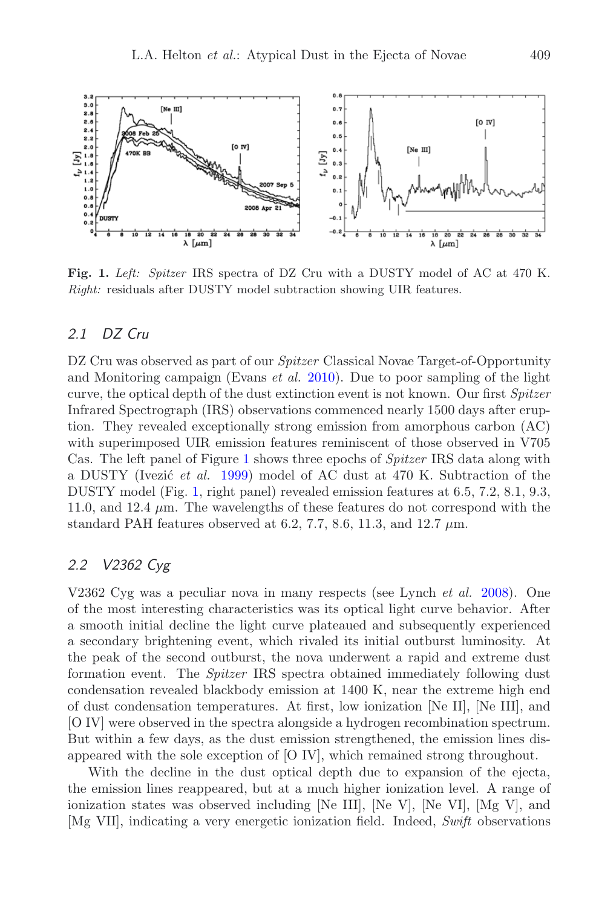**Fig. 1.** *Left:* *Spitzer* IRS spectra of DZ Cru with a DUSTY model of AC at 470 K. *Right:* residuals after DUSTY model subtraction showing UIR features.

### 2.1 DZ Cru

DZ Cru was observed as part of our *Spitzer* Classical Novae Target-of-Opportunity and Monitoring campaign (Evans *et al.* 2010). Due to poor sampling of the light curve, the optical depth of the dust extinction event is not known. Our first *Spitzer* Infrared Spectrograph (IRS) observations commenced nearly 1500 days after eruption. They revealed exceptionally strong emission from amorphous carbon (AC) with superimposed UIR emission features reminiscent of those observed in V705 Cas. The left panel of Figure 1 shows three epochs of *Spitzer* IRS data along with a DUSTY (Ivezić *et al.* 1999) model of AC dust at 470 K. Subtraction of the DUSTY model (Fig. 1, right panel) revealed emission features at 6.5, 7.2, 8.1, 9.3, 11.0, and 12.4 $\mu$m. The wavelengths of these features do not correspond with the standard PAH features observed at 6.2, 7.7, 8.6, 11.3, and 12.7 $\mu$m.

### 2.2 V2362 Cyg

V2362 Cyg was a peculiar nova in many respects (see Lynch *et al.* 2008). One of the most interesting characteristics was its optical light curve behavior. After a smooth initial decline the light curve plateaued and subsequently experienced a secondary brightening event, which rivaled its initial outburst luminosity. At the peak of the second outburst, the nova underwent a rapid and extreme dust formation event. The *Spitzer* IRS spectra obtained immediately following dust condensation revealed blackbody emission at 1400 K, near the extreme high end of dust condensation temperatures. At first, low ionization [Ne II], [Ne III], and [O IV] were observed in the spectra alongside a hydrogen recombination spectrum. But within a few days, as the dust emission strengthened, the emission lines disappeared with the sole exception of [O IV], which remained strong throughout.

With the decline in the dust optical depth due to expansion of the ejecta, the emission lines reappeared, but at a much higher ionization level. A range of ionization states was observed including [Ne III], [Ne V], [Ne VI], [Mg V], and [Mg VII], indicating a very energetic ionization field. Indeed, *Swift* observations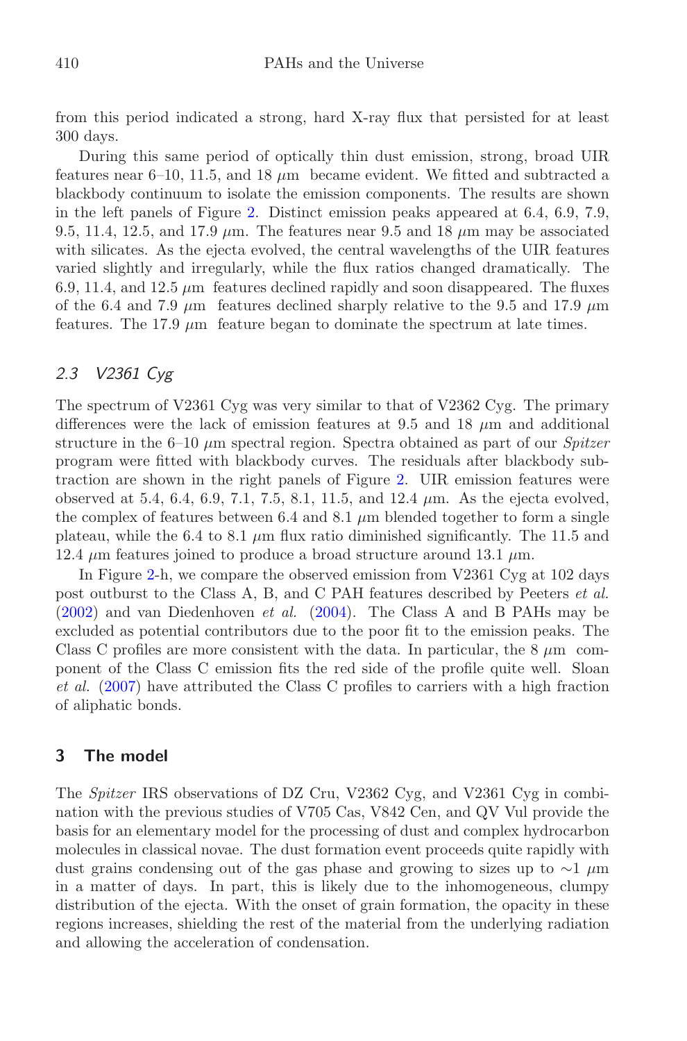from this period indicated a strong, hard X-ray flux that persisted for at least 300 days.

During this same period of optically thin dust emission, strong, broad UIR features near 6–10, 11.5, and 18 $\mu$m became evident. We fitted and subtracted a blackbody continuum to isolate the emission components. The results are shown in the left panels of Figure 2. Distinct emission peaks appeared at 6.4, 6.9, 7.9, 9.5, 11.4, 12.5, and 17.9 $\mu$m. The features near 9.5 and 18 $\mu$m may be associated with silicates. As the ejecta evolved, the central wavelengths of the UIR features varied slightly and irregularly, while the flux ratios changed dramatically. The 6.9, 11.4, and 12.5 $\mu$m features declined rapidly and soon disappeared. The fluxes of the 6.4 and 7.9 $\mu$m features declined sharply relative to the 9.5 and 17.9 $\mu$m features. The 17.9 $\mu$m feature began to dominate the spectrum at late times.

### 2.3 V2361 Cyg

The spectrum of V2361 Cyg was very similar to that of V2362 Cyg. The primary differences were the lack of emission features at 9.5 and 18 $\mu$m and additional structure in the 6–10 $\mu$m spectral region. Spectra obtained as part of our *Spitzer* program were fitted with blackbody curves. The residuals after blackbody subtraction are shown in the right panels of Figure 2. UIR emission features were observed at 5.4, 6.4, 6.9, 7.1, 7.5, 8.1, 11.5, and 12.4 $\mu$m. As the ejecta evolved, the complex of features between 6.4 and 8.1 $\mu$m blended together to form a single plateau, while the 6.4 to 8.1 $\mu$m flux ratio diminished significantly. The 11.5 and 12.4 $\mu$m features joined to produce a broad structure around 13.1 $\mu$m.

In Figure 2-h, we compare the observed emission from V2361 Cyg at 102 days post outburst to the Class A, B, and C PAH features described by Peeters *et al.* (2002) and van Diedenhoven *et al.* (2004). The Class A and B PAHs may be excluded as potential contributors due to the poor fit to the emission peaks. The Class C profiles are more consistent with the data. In particular, the 8 $\mu$m component of the Class C emission fits the red side of the profile quite well. Sloan *et al.* (2007) have attributed the Class C profiles to carriers with a high fraction of aliphatic bonds.

## 3 The model

The *Spitzer* IRS observations of DZ Cru, V2362 Cyg, and V2361 Cyg in combination with the previous studies of V705 Cas, V842 Cen, and QV Vul provide the basis for an elementary model for the processing of dust and complex hydrocarbon molecules in classical novae. The dust formation event proceeds quite rapidly with dust grains condensing out of the gas phase and growing to sizes up to $\sim$1 $\mu$m in a matter of days. In part, this is likely due to the inhomogeneous, clumpy distribution of the ejecta. With the onset of grain formation, the opacity in these regions increases, shielding the rest of the material from the underlying radiation and allowing the acceleration of condensation.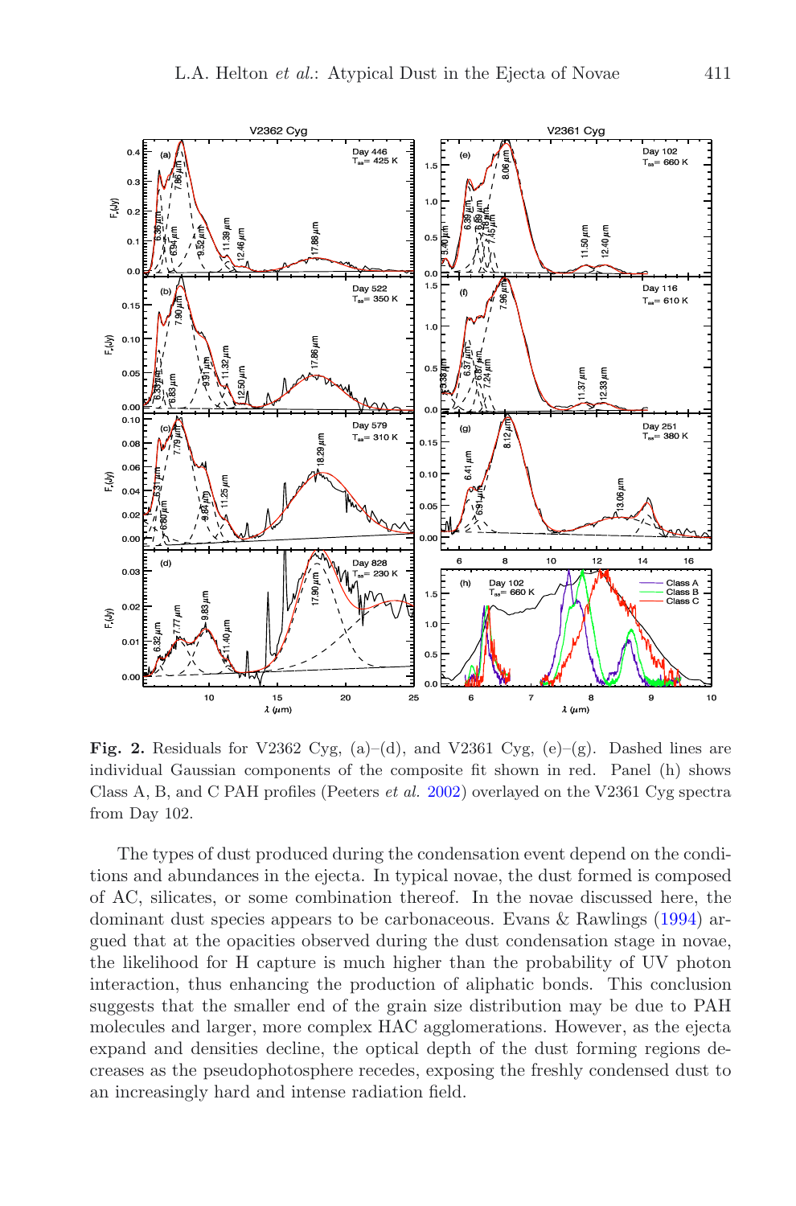**Fig. 2.** Residuals for V2362 Cyg, (a)–(d), and V2361 Cyg, (e)–(g). Dashed lines are individual Gaussian components of the composite fit shown in red. Panel (h) shows Class A, B, and C PAH profiles (Peeters *et al.* 2002) overlayed on the V2361 Cyg spectra from Day 102.

The types of dust produced during the condensation event depend on the conditions and abundances in the ejecta. In typical novae, the dust formed is composed of AC, silicates, or some combination thereof. In the novae discussed here, the dominant dust species appears to be carbonaceous. Evans & Rawlings (1994) argued that at the opacities observed during the dust condensation stage in novae, the likelihood for H capture is much higher than the probability of UV photon interaction, thus enhancing the production of aliphatic bonds. This conclusion suggests that the smaller end of the grain size distribution may be due to PAH molecules and larger, more complex HAC agglomerations. However, as the ejecta expand and densities decline, the optical depth of the dust forming regions decreases as the pseudophotosphere recedes, exposing the freshly condensed dust to an increasingly hard and intense radiation field.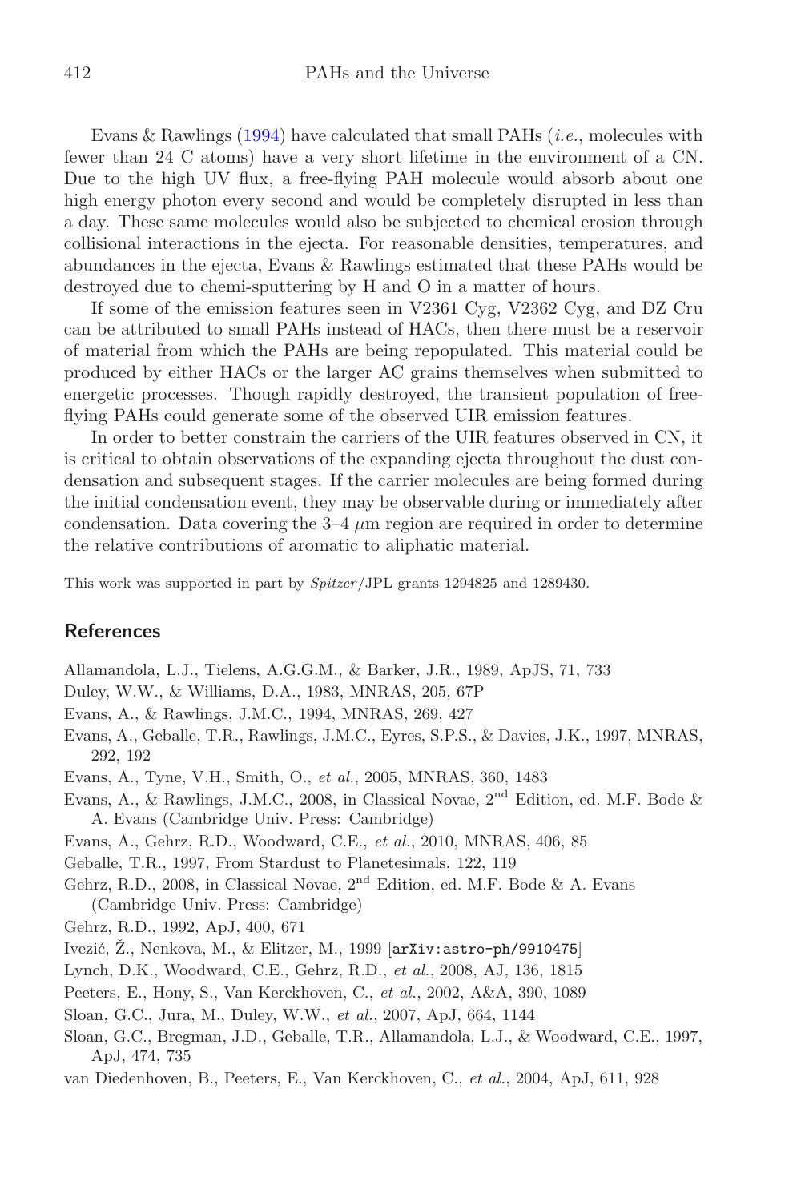Evans & Rawlings (1994) have calculated that small PAHs (*i.e.*, molecules with fewer than 24 C atoms) have a very short lifetime in the environment of a CN. Due to the high UV flux, a free-flying PAH molecule would absorb about one high energy photon every second and would be completely disrupted in less than a day. These same molecules would also be subjected to chemical erosion through collisional interactions in the ejecta. For reasonable densities, temperatures, and abundances in the ejecta, Evans & Rawlings estimated that these PAHs would be destroyed due to chemi-sputtering by H and O in a matter of hours.

If some of the emission features seen in V2361 Cyg, V2362 Cyg, and DZ Cru can be attributed to small PAHs instead of HACs, then there must be a reservoir of material from which the PAHs are being repopulated. This material could be produced by either HACs or the larger AC grains themselves when submitted to energetic processes. Though rapidly destroyed, the transient population of free-flying PAHs could generate some of the observed UIR emission features.

In order to better constrain the carriers of the UIR features observed in CN, it is critical to obtain observations of the expanding ejecta throughout the dust condensation and subsequent stages. If the carrier molecules are being formed during the initial condensation event, they may be observable during or immediately after condensation. Data covering the 3–4 $\mu$m region are required in order to determine the relative contributions of aromatic to aliphatic material.

This work was supported in part by *Spitzer*/JPL grants 1294825 and 1289430.

## References

Allamandola, L.J., Tielens, A.G.G.M., & Barker, J.R., 1989, ApJS, 71, 733

Duley, W.W., & Williams, D.A., 1983, MNRAS, 205, 67P

Evans, A., & Rawlings, J.M.C., 1994, MNRAS, 269, 427

Evans, A., Geballe, T.R., Rawlings, J.M.C., Eyres, S.P.S., & Davies, J.K., 1997, MNRAS, 292, 192

Evans, A., Tyne, V.H., Smith, O., *et al.*, 2005, MNRAS, 360, 1483

Evans, A., & Rawlings, J.M.C., 2008, in Classical Novae, 2nd Edition, ed. M.F. Bode & A. Evans (Cambridge Univ. Press: Cambridge)

Evans, A., Gehrz, R.D., Woodward, C.E., *et al.*, 2010, MNRAS, 406, 85

Geballe, T.R., 1997, From Stardust to Planetesimals, 122, 119

Gehrz, R.D., 2008, in Classical Novae, 2nd Edition, ed. M.F. Bode & A. Evans (Cambridge Univ. Press: Cambridge)

Gehrz, R.D., 1992, ApJ, 400, 671

Ivezić, Ž., Nenkova, M., & Elitzer, M., 1999 [arXiv:astro-ph/9910475]

Lynch, D.K., Woodward, C.E., Gehrz, R.D., *et al.*, 2008, AJ, 136, 1815

Peeters, E., Hony, S., Van Kerckhoven, C., *et al.*, 2002, A&A, 390, 1089

Sloan, G.C., Jura, M., Duley, W.W., *et al.*, 2007, ApJ, 664, 1144

Sloan, G.C., Bregman, J.D., Geballe, T.R., Allamandola, L.J., & Woodward, C.E., 1997, ApJ, 474, 735

van Diedenhoven, B., Peeters, E., Van Kerckhoven, C., *et al.*, 2004, ApJ, 611, 928